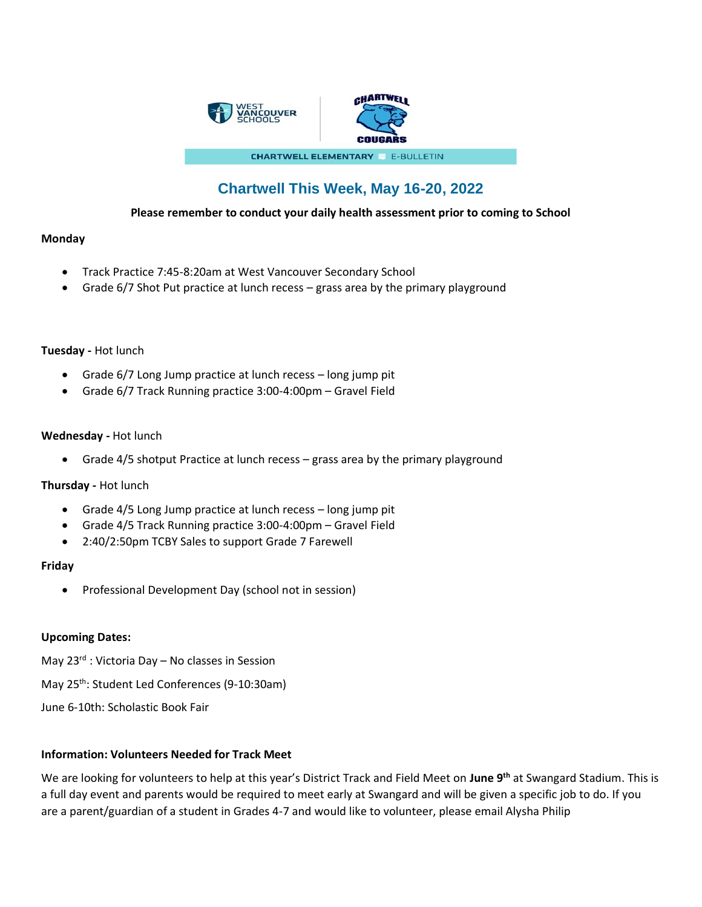CHARTWELL ELEMENTARY | E-BULLETIN

# Chartwell This Week, May 16-20, 2022

**Please remember to conduct your daily health assessment prior to coming to School**

**Monday**

- Track Practice 7:45-8:20am at West Vancouver Secondary School
- Grade 6/7 Shot Put practice at lunch recess – grass area by the primary playground

**Tuesday -** Hot lunch

- Grade 6/7 Long Jump practice at lunch recess – long jump pit
- Grade 6/7 Track Running practice 3:00-4:00pm – Gravel Field

**Wednesday -** Hot lunch

- Grade 4/5 shotput Practice at lunch recess – grass area by the primary playground

**Thursday -** Hot lunch

- Grade 4/5 Long Jump practice at lunch recess – long jump pit
- Grade 4/5 Track Running practice 3:00-4:00pm – Gravel Field
- 2:40/2:50pm TCBY Sales to support Grade 7 Farewell

**Friday**

- Professional Development Day (school not in session)

**Upcoming Dates:**

May 23rd : Victoria Day – No classes in Session

May 25th: Student Led Conferences (9-10:30am)

June 6-10th: Scholastic Book Fair

**Information: Volunteers Needed for Track Meet**

We are looking for volunteers to help at this year's District Track and Field Meet on **June 9th** at Swangard Stadium. This is a full day event and parents would be required to meet early at Swangard and will be given a specific job to do. If you are a parent/guardian of a student in Grades 4-7 and would like to volunteer, please email Alysha Philip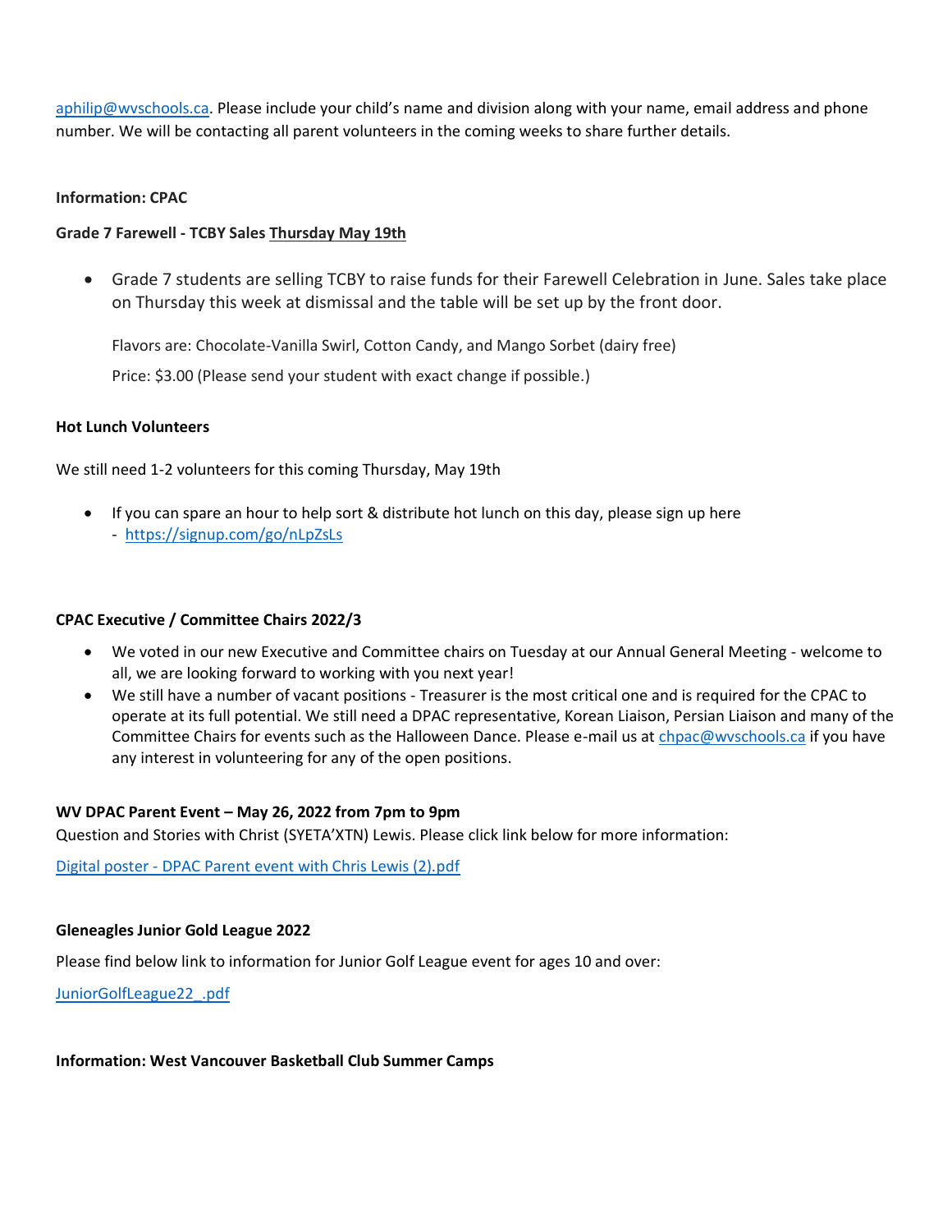aphilip@wvschools.ca. Please include your child's name and division along with your name, email address and phone number. We will be contacting all parent volunteers in the coming weeks to share further details.

**Information: CPAC**

**Grade 7 Farewell - TCBY Sales Thursday May 19th**

- Grade 7 students are selling TCBY to raise funds for their Farewell Celebration in June. Sales take place on Thursday this week at dismissal and the table will be set up by the front door.

  Flavors are: Chocolate-Vanilla Swirl, Cotton Candy, and Mango Sorbet (dairy free)

  Price: $3.00 (Please send your student with exact change if possible.)

**Hot Lunch Volunteers**

We still need 1-2 volunteers for this coming Thursday, May 19th

- If you can spare an hour to help sort & distribute hot lunch on this day, please sign up here
  - https://signup.com/go/nLpZsLs

**CPAC Executive / Committee Chairs 2022/3**

- We voted in our new Executive and Committee chairs on Tuesday at our Annual General Meeting - welcome to all, we are looking forward to working with you next year!
- We still have a number of vacant positions - Treasurer is the most critical one and is required for the CPAC to operate at its full potential. We still need a DPAC representative, Korean Liaison, Persian Liaison and many of the Committee Chairs for events such as the Halloween Dance. Please e-mail us at chpac@wvschools.ca if you have any interest in volunteering for any of the open positions.

**WV DPAC Parent Event – May 26, 2022 from 7pm to 9pm**

Question and Stories with Christ (SYETA'XTN) Lewis. Please click link below for more information:

Digital poster - DPAC Parent event with Chris Lewis (2).pdf

**Gleneagles Junior Gold League 2022**

Please find below link to information for Junior Golf League event for ages 10 and over:

JuniorGolfLeague22_.pdf

**Information: West Vancouver Basketball Club Summer Camps**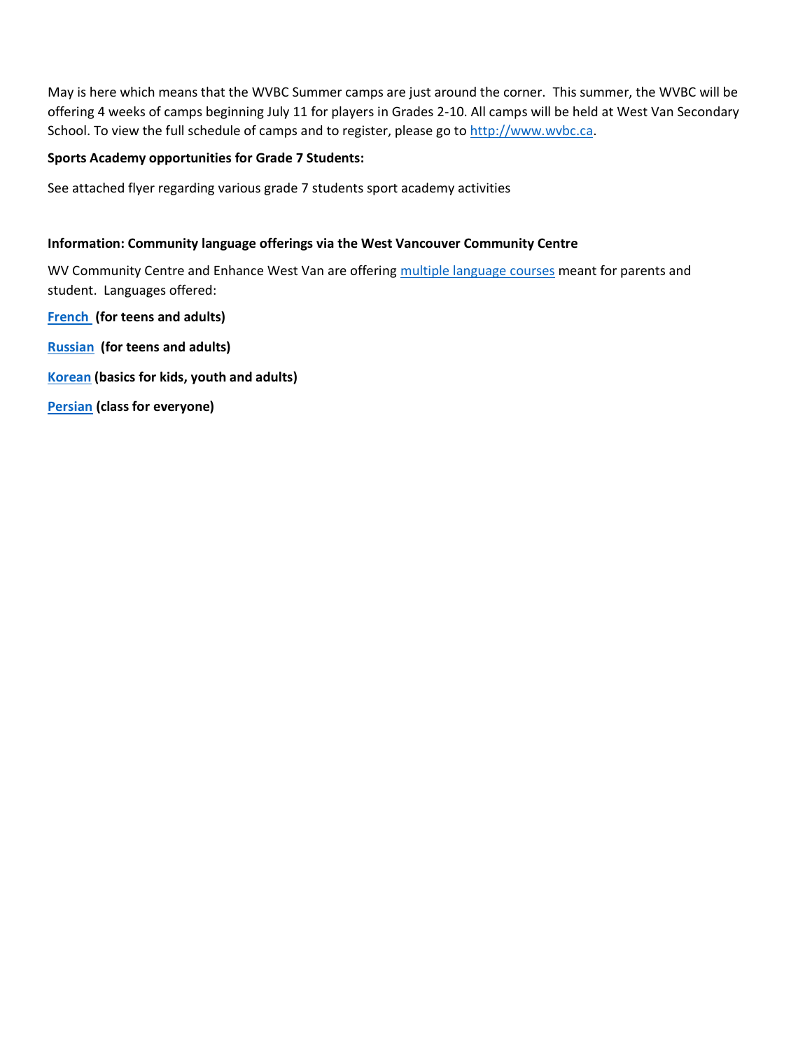May is here which means that the WVBC Summer camps are just around the corner. This summer, the WVBC will be offering 4 weeks of camps beginning July 11 for players in Grades 2-10. All camps will be held at West Van Secondary School. To view the full schedule of camps and to register, please go to [http://www.wvbc.ca](http://www.wvbc.ca).

**Sports Academy opportunities for Grade 7 Students:**

See attached flyer regarding various grade 7 students sport academy activities

**Information: Community language offerings via the West Vancouver Community Centre**

WV Community Centre and Enhance West Van are offering multiple language courses meant for parents and student. Languages offered:

**French (for teens and adults)**

**Russian (for teens and adults)**

**Korean (basics for kids, youth and adults)**

**Persian (class for everyone)**